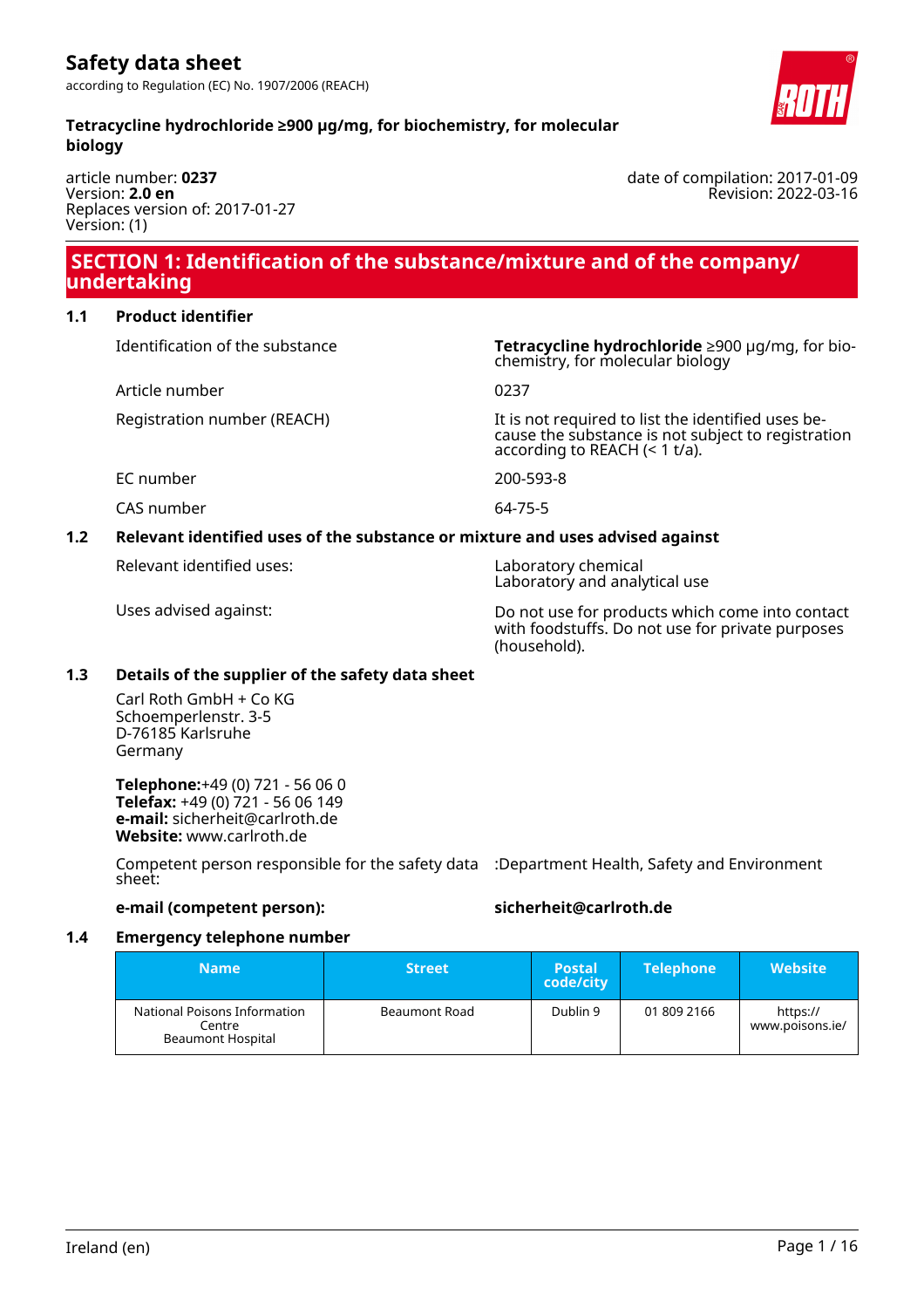# Safety data sheet

according to Regulation (EC) No. 1907/2006 (REACH)

**Tetracycline hydrochloride ≥900 µg/mg, for biochemistry, for molecular biology**

article number: **0237**
Version: **2.0 en**
Replaces version of: 2017-01-27
Version: (1)

date of compilation: 2017-01-09
Revision: 2022-03-16

## SECTION 1: Identification of the substance/mixture and of the company/undertaking

### 1.1 Product identifier

| | |
|---|---|
| Identification of the substance | **Tetracycline hydrochloride** ≥900 µg/mg, for biochemistry, for molecular biology |
| Article number | 0237 |
| Registration number (REACH) | It is not required to list the identified uses because the substance is not subject to registration according to REACH (< 1 t/a). |
| EC number | 200-593-8 |
| CAS number | 64-75-5 |

### 1.2 Relevant identified uses of the substance or mixture and uses advised against

| | |
|---|---|
| Relevant identified uses: | Laboratory chemical<br>Laboratory and analytical use |
| Uses advised against: | Do not use for products which come into contact with foodstuffs. Do not use for private purposes (household). |

### 1.3 Details of the supplier of the safety data sheet

Carl Roth GmbH + Co KG
Schoemperlenstr. 3-5
D-76185 Karlsruhe
Germany

**Telephone:** +49 (0) 721 - 56 06 0
**Telefax:** +49 (0) 721 - 56 06 149
**e-mail:** sicherheit@carlroth.de
**Website:** www.carlroth.de

Competent person responsible for the safety data sheet: :Department Health, Safety and Environment

**e-mail (competent person):** **sicherheit@carlroth.de**

### 1.4 Emergency telephone number

| Name | Street | Postal code/city | Telephone | Website |
|---|---|---|---|---|
| National Poisons Information Centre<br>Beaumont Hospital | Beaumont Road | Dublin 9 | 01 809 2166 | https://www.poisons.ie/ |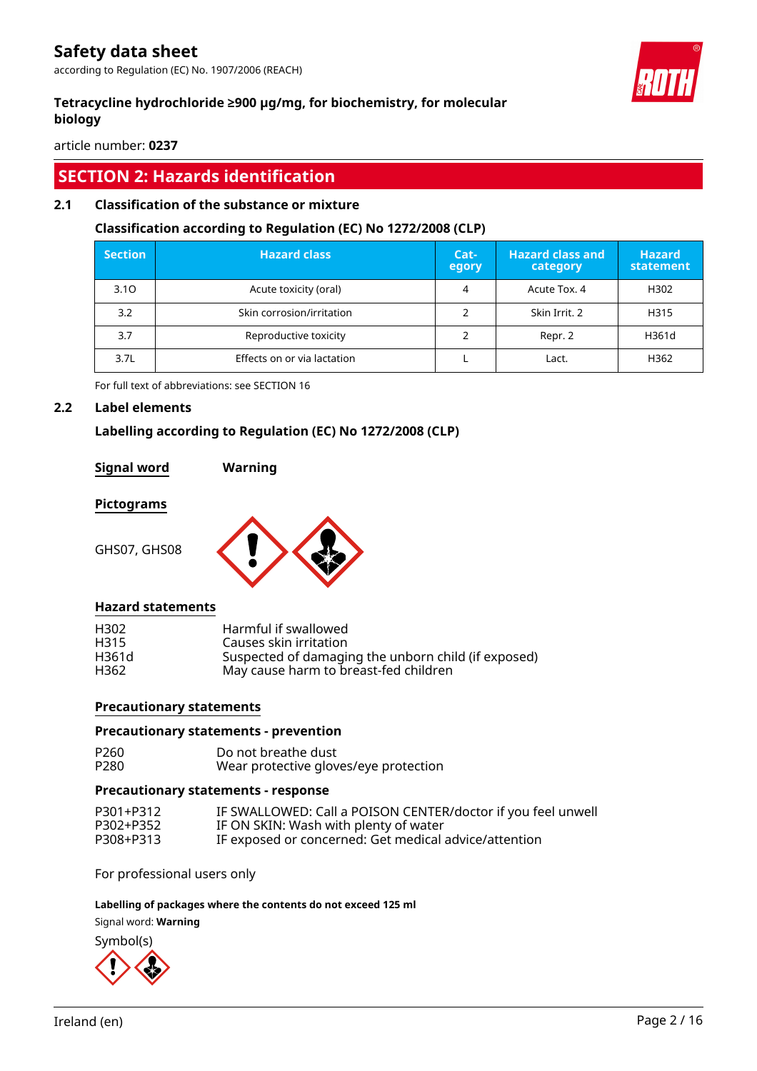## SECTION 2: Hazards identification

### 2.1 Classification of the substance or mixture

**Classification according to Regulation (EC) No 1272/2008 (CLP)**

| Section | Hazard class | Cat-egory | Hazard class and category | Hazard statement |
|---|---|---|---|---|
| 3.1O | Acute toxicity (oral) | 4 | Acute Tox. 4 | H302 |
| 3.2 | Skin corrosion/irritation | 2 | Skin Irrit. 2 | H315 |
| 3.7 | Reproductive toxicity | 2 | Repr. 2 | H361d |
| 3.7L | Effects on or via lactation | L | Lact. | H362 |

For full text of abbreviations: see SECTION 16

### 2.2 Label elements

**Labelling according to Regulation (EC) No 1272/2008 (CLP)**

**Signal word** **Warning**

**Pictograms**

GHS07, GHS08

**Hazard statements**

H302 Harmful if swallowed
H315 Causes skin irritation
H361d Suspected of damaging the unborn child (if exposed)
H362 May cause harm to breast-fed children

**Precautionary statements**

**Precautionary statements - prevention**

P260 Do not breathe dust
P280 Wear protective gloves/eye protection

**Precautionary statements - response**

P301+P312 IF SWALLOWED: Call a POISON CENTER/doctor if you feel unwell
P302+P352 IF ON SKIN: Wash with plenty of water
P308+P313 IF exposed or concerned: Get medical advice/attention

For professional users only

**Labelling of packages where the contents do not exceed 125 ml**

Signal word: **Warning**

Symbol(s)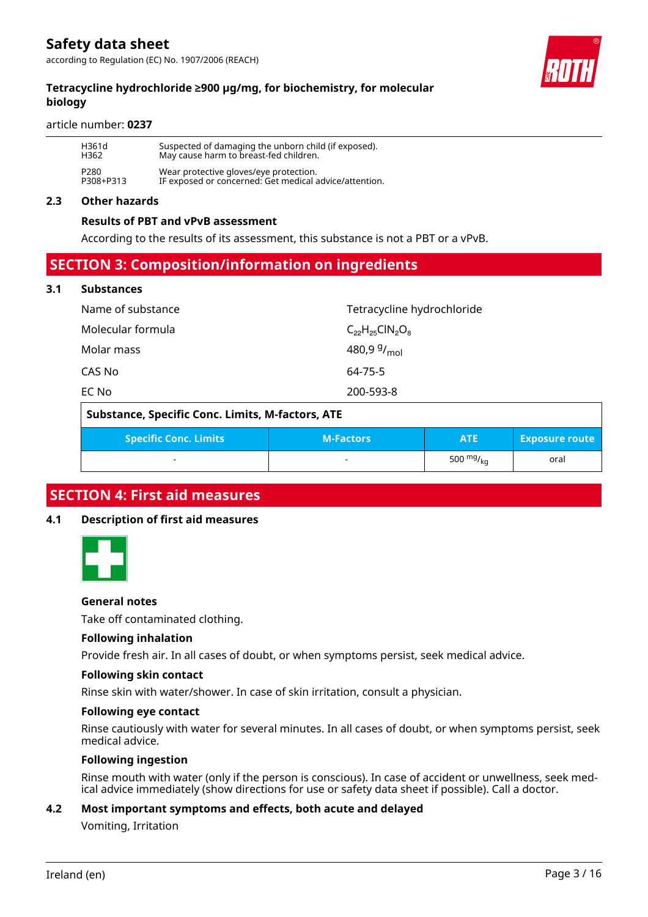| | |
|---|---|
| H361d | Suspected of damaging the unborn child (if exposed). |
| H362 | May cause harm to breast-fed children. |
| P280 | Wear protective gloves/eye protection. |
| P308+P313 | IF exposed or concerned: Get medical advice/attention. |

### 2.3 Other hazards

**Results of PBT and vPvB assessment**

According to the results of its assessment, this substance is not a PBT or a vPvB.

## SECTION 3: Composition/information on ingredients

### 3.1 Substances

| | |
|---|---|
| Name of substance | Tetracycline hydrochloride |
| Molecular formula | $C_{22}H_{25}ClN_2O_8$ |
| Molar mass | 480,9 $^{g}/_{mol}$ |
| CAS No | 64-75-5 |
| EC No | 200-593-8 |

**Substance, Specific Conc. Limits, M-factors, ATE**

| Specific Conc. Limits | M-Factors | ATE | Exposure route |
|---|---|---|---|
| - | - | 500 $^{mg}/_{kg}$ | oral |

## SECTION 4: First aid measures

### 4.1 Description of first aid measures

**General notes**

Take off contaminated clothing.

**Following inhalation**

Provide fresh air. In all cases of doubt, or when symptoms persist, seek medical advice.

**Following skin contact**

Rinse skin with water/shower. In case of skin irritation, consult a physician.

**Following eye contact**

Rinse cautiously with water for several minutes. In all cases of doubt, or when symptoms persist, seek medical advice.

**Following ingestion**

Rinse mouth with water (only if the person is conscious). In case of accident or unwellness, seek medical advice immediately (show directions for use or safety data sheet if possible). Call a doctor.

### 4.2 Most important symptoms and effects, both acute and delayed

Vomiting, Irritation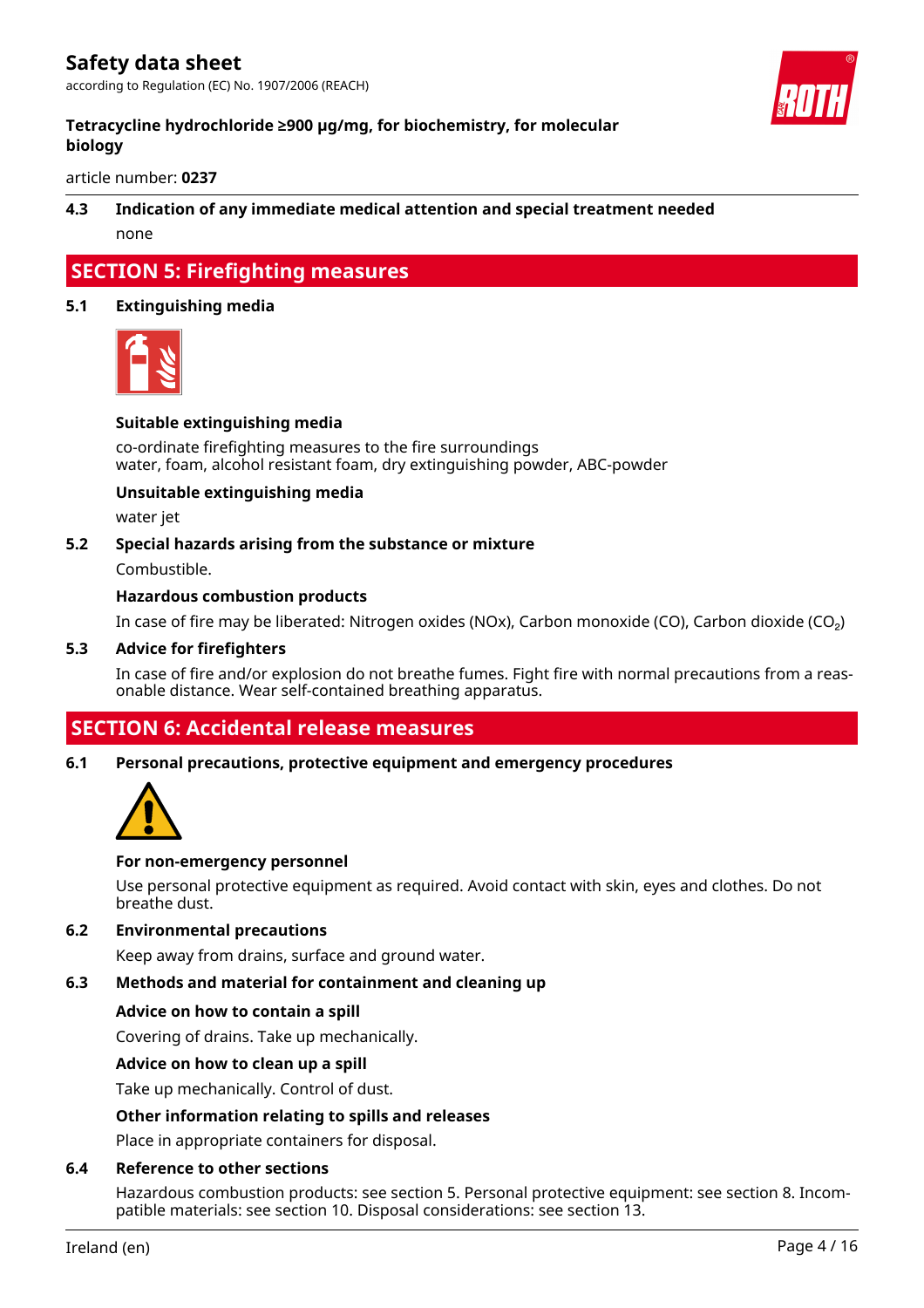### 4.3 Indication of any immediate medical attention and special treatment needed

none

## SECTION 5: Firefighting measures

### 5.1 Extinguishing media

**Suitable extinguishing media**

co-ordinate firefighting measures to the fire surroundings
water, foam, alcohol resistant foam, dry extinguishing powder, ABC-powder

**Unsuitable extinguishing media**

water jet

### 5.2 Special hazards arising from the substance or mixture

Combustible.

**Hazardous combustion products**

In case of fire may be liberated: Nitrogen oxides (NOx), Carbon monoxide (CO), Carbon dioxide ($CO_2$)

### 5.3 Advice for firefighters

In case of fire and/or explosion do not breathe fumes. Fight fire with normal precautions from a reasonable distance. Wear self-contained breathing apparatus.

## SECTION 6: Accidental release measures

### 6.1 Personal precautions, protective equipment and emergency procedures

**For non-emergency personnel**

Use personal protective equipment as required. Avoid contact with skin, eyes and clothes. Do not breathe dust.

### 6.2 Environmental precautions

Keep away from drains, surface and ground water.

### 6.3 Methods and material for containment and cleaning up

**Advice on how to contain a spill**

Covering of drains. Take up mechanically.

**Advice on how to clean up a spill**

Take up mechanically. Control of dust.

**Other information relating to spills and releases**

Place in appropriate containers for disposal.

### 6.4 Reference to other sections

Hazardous combustion products: see section 5. Personal protective equipment: see section 8. Incompatible materials: see section 10. Disposal considerations: see section 13.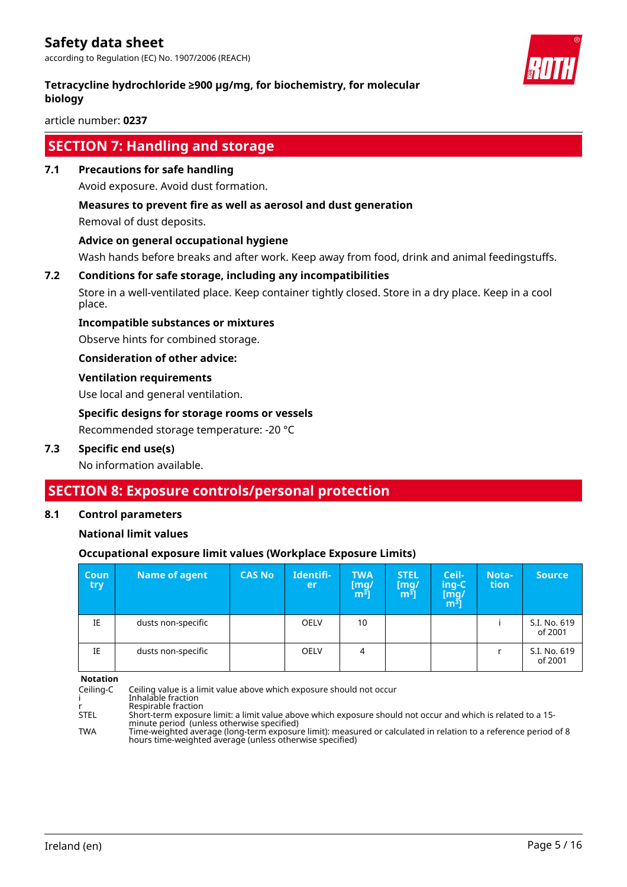## SECTION 7: Handling and storage

### 7.1 Precautions for safe handling

Avoid exposure. Avoid dust formation.

**Measures to prevent fire as well as aerosol and dust generation**

Removal of dust deposits.

**Advice on general occupational hygiene**

Wash hands before breaks and after work. Keep away from food, drink and animal feedingstuffs.

### 7.2 Conditions for safe storage, including any incompatibilities

Store in a well-ventilated place. Keep container tightly closed. Store in a dry place. Keep in a cool place.

**Incompatible substances or mixtures**

Observe hints for combined storage.

**Consideration of other advice:**

**Ventilation requirements**

Use local and general ventilation.

**Specific designs for storage rooms or vessels**

Recommended storage temperature: -20 °C

### 7.3 Specific end use(s)

No information available.

## SECTION 8: Exposure controls/personal protection

### 8.1 Control parameters

**National limit values**

**Occupational exposure limit values (Workplace Exposure Limits)**

| Country | Name of agent | CAS No | Identifier | TWA [mg/m³] | STEL [mg/m³] | Ceiling-C [mg/m³] | Notation | Source |
|---|---|---|---|---|---|---|---|---|
| IE | dusts non-specific | | OELV | 10 | | | i | S.I. No. 619 of 2001 |
| IE | dusts non-specific | | OELV | 4 | | | r | S.I. No. 619 of 2001 |

**Notation**

| | |
|---|---|
| Ceiling-C | Ceiling value is a limit value above which exposure should not occur |
| i | Inhalable fraction |
| r | Respirable fraction |
| STEL | Short-term exposure limit: a limit value above which exposure should not occur and which is related to a 15-minute period (unless otherwise specified) |
| TWA | Time-weighted average (long-term exposure limit): measured or calculated in relation to a reference period of 8 hours time-weighted average (unless otherwise specified) |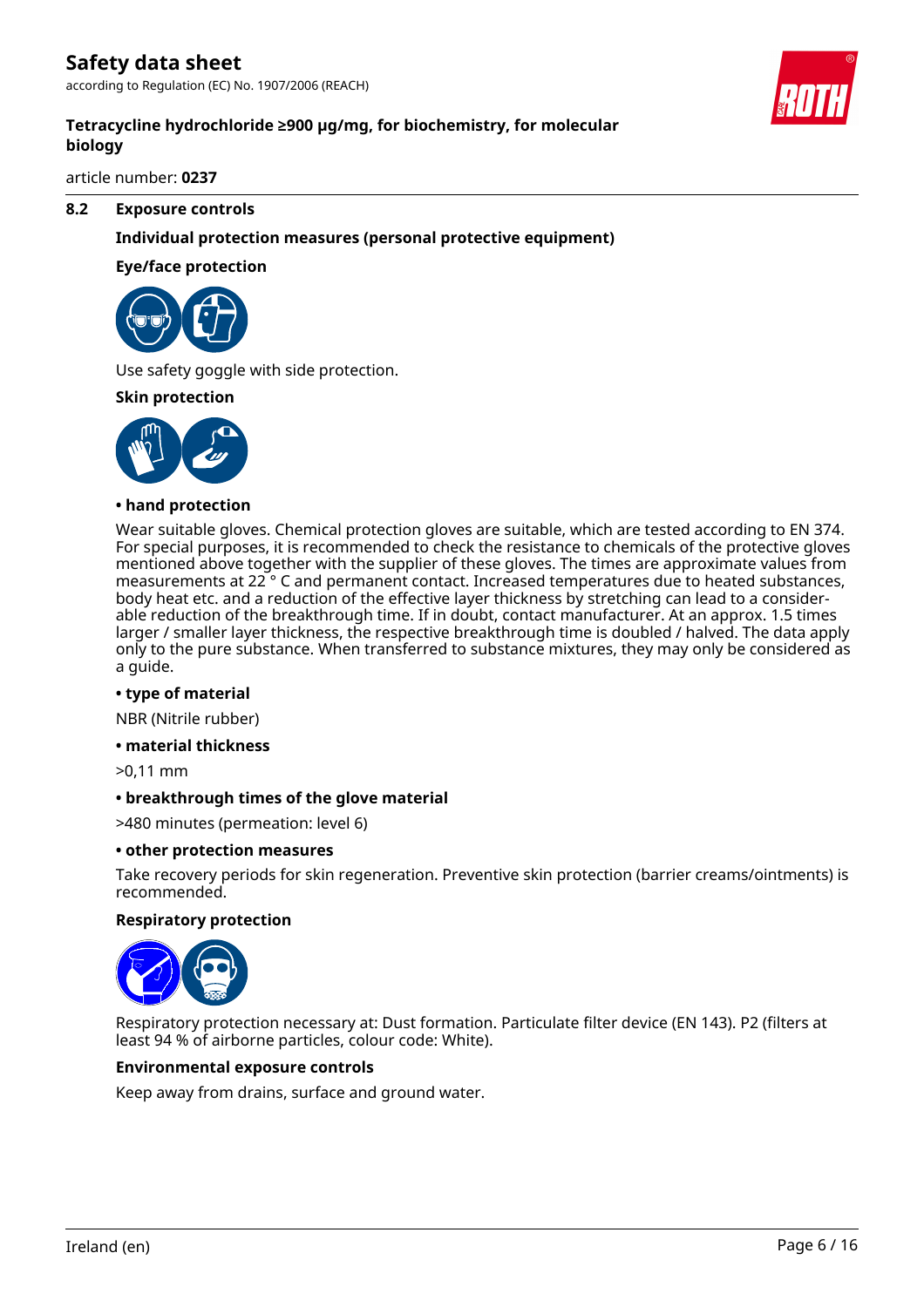## 8.2 Exposure controls

### Individual protection measures (personal protective equipment)

**Eye/face protection**

Use safety goggle with side protection.

**Skin protection**

**• hand protection**

Wear suitable gloves. Chemical protection gloves are suitable, which are tested according to EN 374. For special purposes, it is recommended to check the resistance to chemicals of the protective gloves mentioned above together with the supplier of these gloves. The times are approximate values from measurements at 22 ° C and permanent contact. Increased temperatures due to heated substances, body heat etc. and a reduction of the effective layer thickness by stretching can lead to a considerable reduction of the breakthrough time. If in doubt, contact manufacturer. At an approx. 1.5 times larger / smaller layer thickness, the respective breakthrough time is doubled / halved. The data apply only to the pure substance. When transferred to substance mixtures, they may only be considered as a guide.

**• type of material**

NBR (Nitrile rubber)

**• material thickness**

>0,11 mm

**• breakthrough times of the glove material**

>480 minutes (permeation: level 6)

**• other protection measures**

Take recovery periods for skin regeneration. Preventive skin protection (barrier creams/ointments) is recommended.

**Respiratory protection**

Respiratory protection necessary at: Dust formation. Particulate filter device (EN 143). P2 (filters at least 94 % of airborne particles, colour code: White).

**Environmental exposure controls**

Keep away from drains, surface and ground water.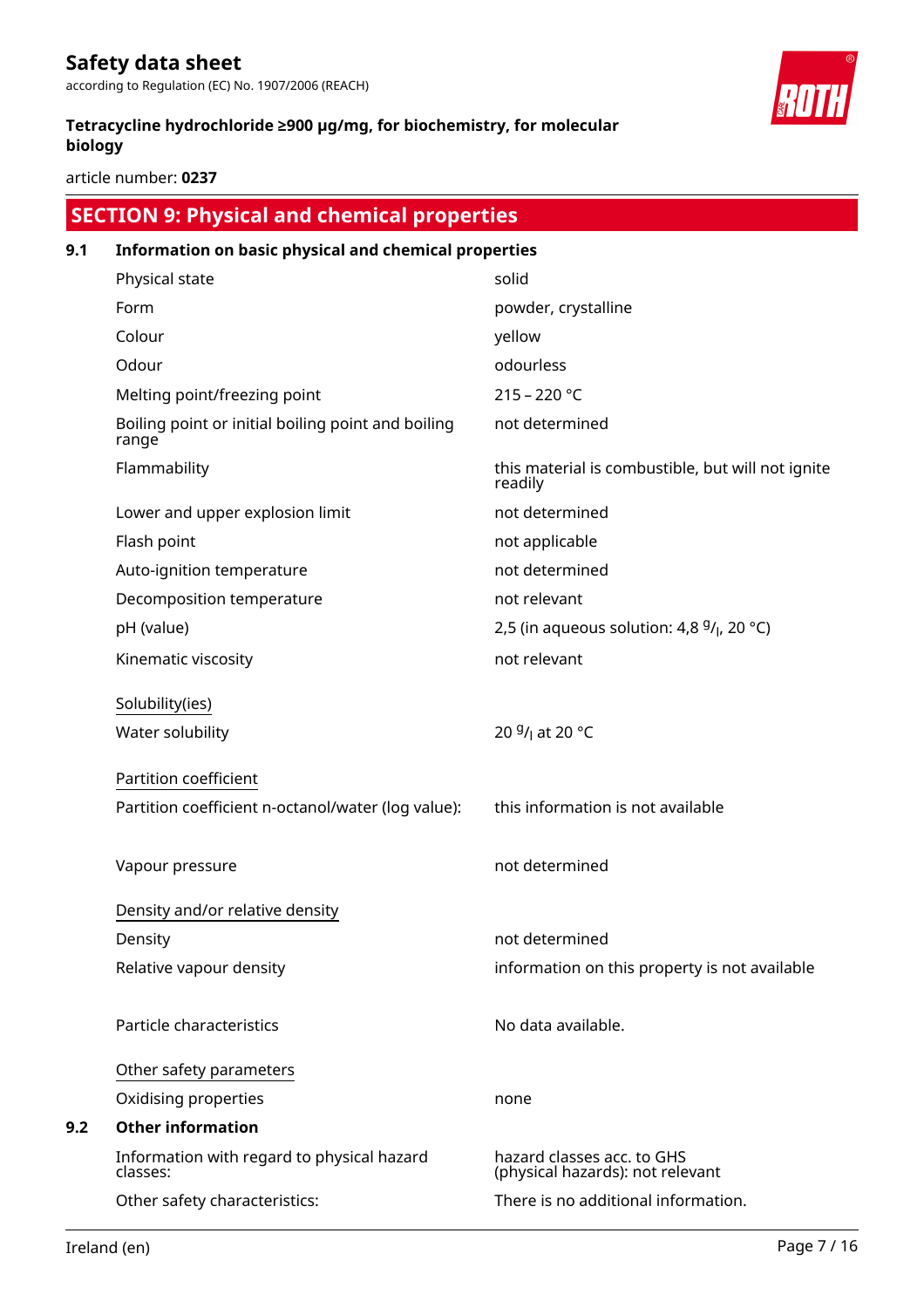## SECTION 9: Physical and chemical properties

### 9.1 Information on basic physical and chemical properties

| | |
|---|---|
| Physical state | solid |
| Form | powder, crystalline |
| Colour | yellow |
| Odour | odourless |
| Melting point/freezing point | 215 – 220 °C |
| Boiling point or initial boiling point and boiling range | not determined |
| Flammability | this material is combustible, but will not ignite readily |
| Lower and upper explosion limit | not determined |
| Flash point | not applicable |
| Auto-ignition temperature | not determined |
| Decomposition temperature | not relevant |
| pH (value) | 2,5 (in aqueous solution: 4,8 g/l, 20 °C) |
| Kinematic viscosity | not relevant |

Solubility(ies)

| | |
|---|---|
| Water solubility | 20 g/l at 20 °C |

Partition coefficient

| | |
|---|---|
| Partition coefficient n-octanol/water (log value): | this information is not available |
| Vapour pressure | not determined |

Density and/or relative density

| | |
|---|---|
| Density | not determined |
| Relative vapour density | information on this property is not available |
| Particle characteristics | No data available. |

Other safety parameters

| | |
|---|---|
| Oxidising properties | none |

### 9.2 Other information

| | |
|---|---|
| Information with regard to physical hazard classes: | hazard classes acc. to GHS (physical hazards): not relevant |
| Other safety characteristics: | There is no additional information. |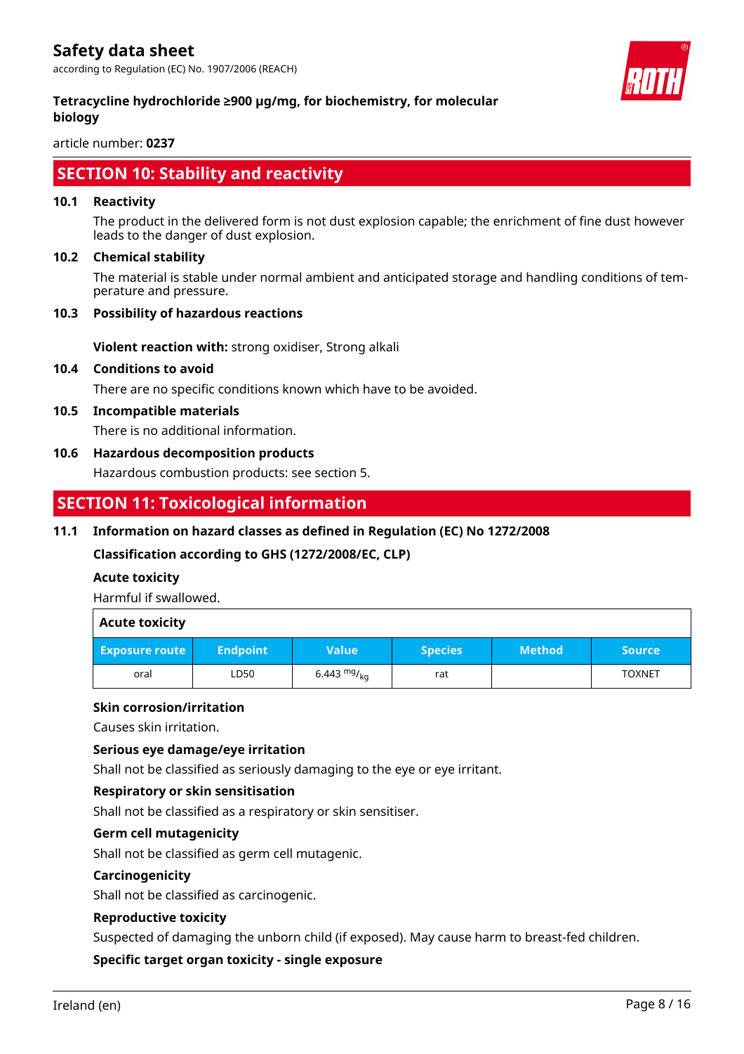## SECTION 10: Stability and reactivity

### 10.1 Reactivity

The product in the delivered form is not dust explosion capable; the enrichment of fine dust however leads to the danger of dust explosion.

### 10.2 Chemical stability

The material is stable under normal ambient and anticipated storage and handling conditions of temperature and pressure.

### 10.3 Possibility of hazardous reactions

**Violent reaction with:** strong oxidiser, Strong alkali

### 10.4 Conditions to avoid

There are no specific conditions known which have to be avoided.

### 10.5 Incompatible materials

There is no additional information.

### 10.6 Hazardous decomposition products

Hazardous combustion products: see section 5.

## SECTION 11: Toxicological information

### 11.1 Information on hazard classes as defined in Regulation (EC) No 1272/2008

**Classification according to GHS (1272/2008/EC, CLP)**

**Acute toxicity**

Harmful if swallowed.

**Acute toxicity**

| Exposure route | Endpoint | Value | Species | Method | Source |
|---|---|---|---|---|---|
| oral | LD50 | 6.443 $^{mg}/_{kg}$ | rat | | TOXNET |

**Skin corrosion/irritation**

Causes skin irritation.

**Serious eye damage/eye irritation**

Shall not be classified as seriously damaging to the eye or eye irritant.

**Respiratory or skin sensitisation**

Shall not be classified as a respiratory or skin sensitiser.

**Germ cell mutagenicity**

Shall not be classified as germ cell mutagenic.

**Carcinogenicity**

Shall not be classified as carcinogenic.

**Reproductive toxicity**

Suspected of damaging the unborn child (if exposed). May cause harm to breast-fed children.

**Specific target organ toxicity - single exposure**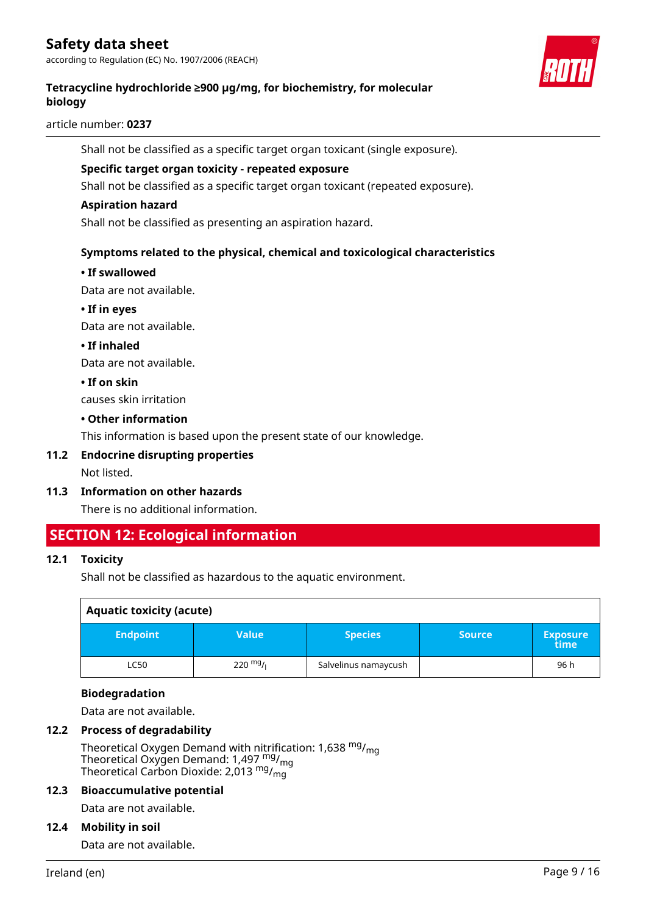Shall not be classified as a specific target organ toxicant (single exposure).

**Specific target organ toxicity - repeated exposure**

Shall not be classified as a specific target organ toxicant (repeated exposure).

**Aspiration hazard**

Shall not be classified as presenting an aspiration hazard.

**Symptoms related to the physical, chemical and toxicological characteristics**

**• If swallowed**

Data are not available.

**• If in eyes**

Data are not available.

**• If inhaled**

Data are not available.

**• If on skin**

causes skin irritation

**• Other information**

This information is based upon the present state of our knowledge.

### 11.2 Endocrine disrupting properties

Not listed.

### 11.3 Information on other hazards

There is no additional information.

## SECTION 12: Ecological information

### 12.1 Toxicity

Shall not be classified as hazardous to the aquatic environment.

**Aquatic toxicity (acute)**

| Endpoint | Value | Species | Source | Exposure time |
|---|---|---|---|---|
| LC50 | 220 $^{mg}/_{l}$ | Salvelinus namaycush | | 96 h |

**Biodegradation**

Data are not available.

### 12.2 Process of degradability

Theoretical Oxygen Demand with nitrification: 1,638 $^{mg}/_{mg}$
Theoretical Oxygen Demand: 1,497 $^{mg}/_{mg}$
Theoretical Carbon Dioxide: 2,013 $^{mg}/_{mg}$

### 12.3 Bioaccumulative potential

Data are not available.

### 12.4 Mobility in soil

Data are not available.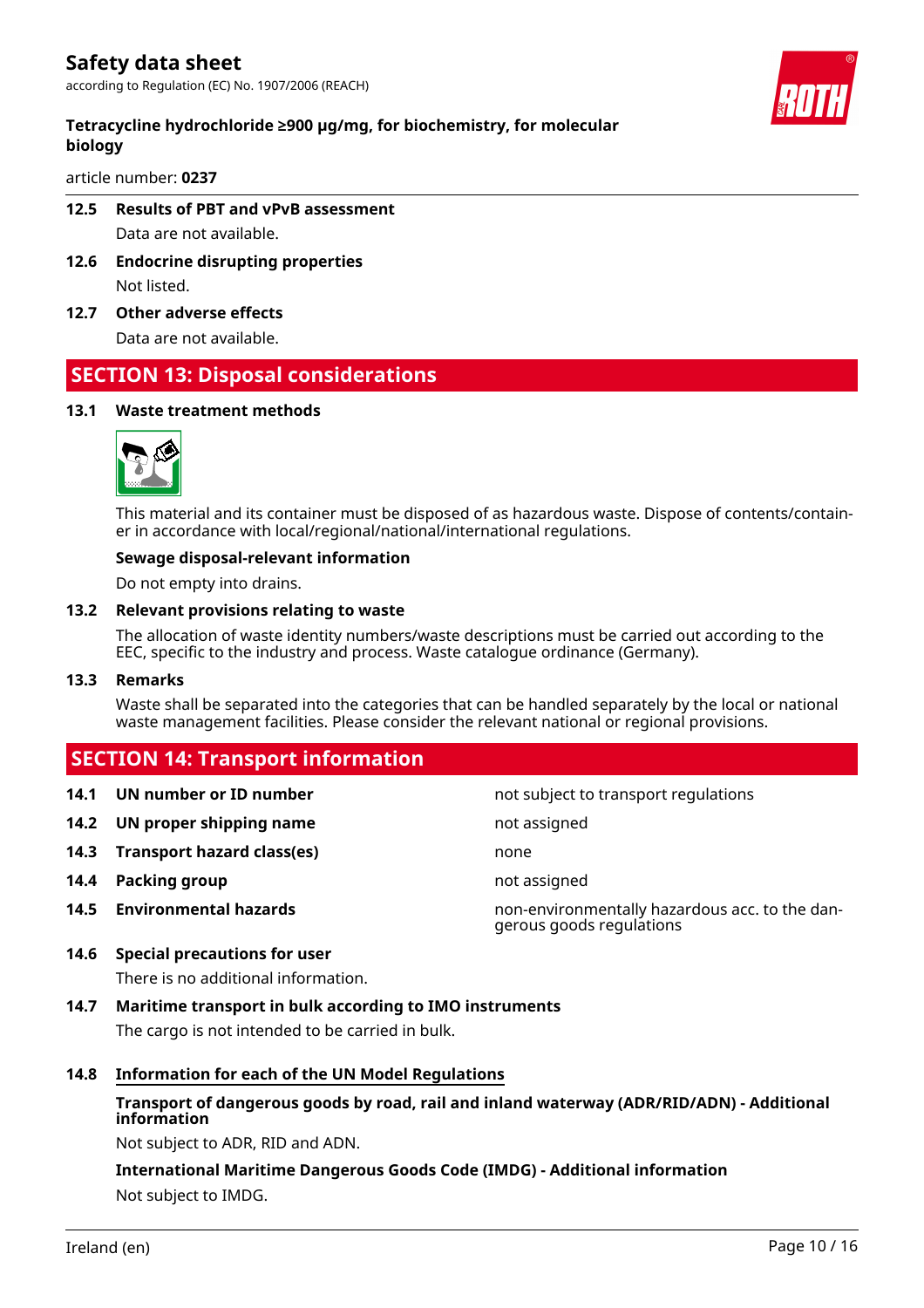### 12.5 Results of PBT and vPvB assessment

Data are not available.

### 12.6 Endocrine disrupting properties

Not listed.

### 12.7 Other adverse effects

Data are not available.

## SECTION 13: Disposal considerations

### 13.1 Waste treatment methods

This material and its container must be disposed of as hazardous waste. Dispose of contents/container in accordance with local/regional/national/international regulations.

**Sewage disposal-relevant information**

Do not empty into drains.

### 13.2 Relevant provisions relating to waste

The allocation of waste identity numbers/waste descriptions must be carried out according to the EEC, specific to the industry and process. Waste catalogue ordinance (Germany).

### 13.3 Remarks

Waste shall be separated into the categories that can be handled separately by the local or national waste management facilities. Please consider the relevant national or regional provisions.

## SECTION 14: Transport information

| | | |
|---|---|---|
| **14.1** | **UN number or ID number** | not subject to transport regulations |
| **14.2** | **UN proper shipping name** | not assigned |
| **14.3** | **Transport hazard class(es)** | none |
| **14.4** | **Packing group** | not assigned |
| **14.5** | **Environmental hazards** | non-environmentally hazardous acc. to the dangerous goods regulations |

### 14.6 Special precautions for user

There is no additional information.

### 14.7 Maritime transport in bulk according to IMO instruments

The cargo is not intended to be carried in bulk.

### 14.8 Information for each of the UN Model Regulations

**Transport of dangerous goods by road, rail and inland waterway (ADR/RID/ADN) - Additional information**

Not subject to ADR, RID and ADN.

**International Maritime Dangerous Goods Code (IMDG) - Additional information**

Not subject to IMDG.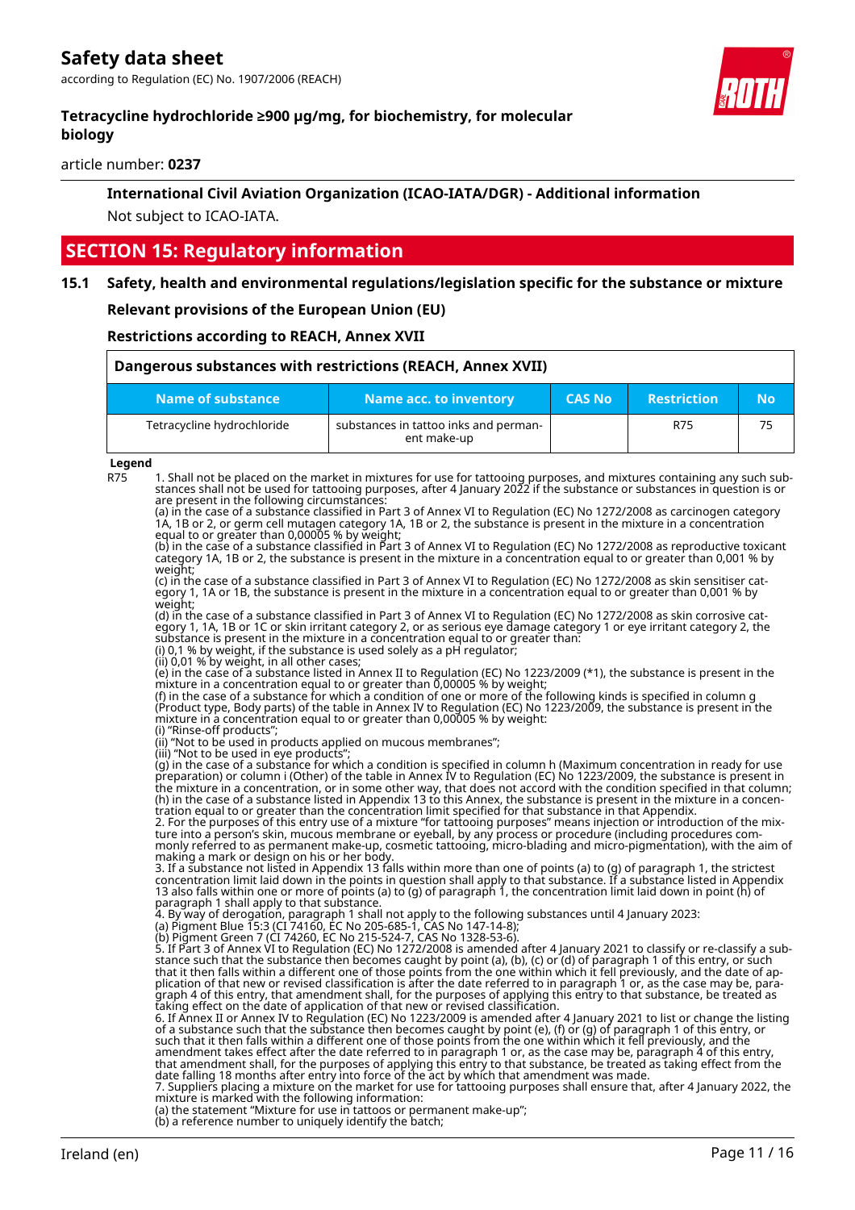**International Civil Aviation Organization (ICAO-IATA/DGR) - Additional information**

Not subject to ICAO-IATA.

## SECTION 15: Regulatory information

### 15.1 Safety, health and environmental regulations/legislation specific for the substance or mixture

**Relevant provisions of the European Union (EU)**

**Restrictions according to REACH, Annex XVII**

| Dangerous substances with restrictions (REACH, Annex XVII) | | | | |
|---|---|---|---|---|
| **Name of substance** | **Name acc. to inventory** | **CAS No** | **Restriction** | **No** |
| Tetracycline hydrochloride | substances in tattoo inks and permanent make-up | | R75 | 75 |

**Legend**

R75 1. Shall not be placed on the market in mixtures for use for tattooing purposes, and mixtures containing any such substances shall not be used for tattooing purposes, after 4 January 2022 if the substance or substances in question is or are present in the following circumstances:
(a) in the case of a substance classified in Part 3 of Annex VI to Regulation (EC) No 1272/2008 as carcinogen category 1A, 1B or 2, or germ cell mutagen category 1A, 1B or 2, the substance is present in the mixture in a concentration equal to or greater than 0,00005 % by weight;
(b) in the case of a substance classified in Part 3 of Annex VI to Regulation (EC) No 1272/2008 as reproductive toxicant category 1A, 1B or 2, the substance is present in the mixture in a concentration equal to or greater than 0,001 % by weight;
(c) in the case of a substance classified in Part 3 of Annex VI to Regulation (EC) No 1272/2008 as skin sensitiser category 1, 1A or 1B, the substance is present in the mixture in a concentration equal to or greater than 0,001 % by weight;
(d) in the case of a substance classified in Part 3 of Annex VI to Regulation (EC) No 1272/2008 as skin corrosive category 1, 1A, 1B or 1C or skin irritant category 2, or as serious eye damage category 1 or eye irritant category 2, the substance is present in the mixture in a concentration equal to or greater than:
(i) 0,1 % by weight, if the substance is used solely as a pH regulator;
(ii) 0,01 % by weight, in all other cases;
(e) in the case of a substance listed in Annex II to Regulation (EC) No 1223/2009 (*1), the substance is present in the mixture in a concentration equal to or greater than 0,00005 % by weight;
(f) in the case of a substance for which a condition of one or more of the following kinds is specified in column g (Product type, Body parts) of the table in Annex IV to Regulation (EC) No 1223/2009, the substance is present in the mixture in a concentration equal to or greater than 0,00005 % by weight:
(i) "Rinse-off products";
(ii) "Not to be used in products applied on mucous membranes";
(iii) "Not to be used in eye products";
(g) in the case of a substance for which a condition is specified in column h (Maximum concentration in ready for use preparation) or column i (Other) of the table in Annex IV to Regulation (EC) No 1223/2009, the substance is present in the mixture in a concentration, or in some other way, that does not accord with the condition specified in that column;
(h) in the case of a substance listed in Appendix 13 to this Annex, the substance is present in the mixture in a concentration equal to or greater than the concentration limit specified for that substance in that Appendix.
2. For the purposes of this entry use of a mixture "for tattooing purposes" means injection or introduction of the mixture into a person's skin, mucous membrane or eyeball, by any process or procedure (including procedures commonly referred to as permanent make-up, cosmetic tattooing, micro-blading and micro-pigmentation), with the aim of making a mark or design on his or her body.
3. If a substance not listed in Appendix 13 falls within more than one of points (a) to (g) of paragraph 1, the strictest concentration limit laid down in the points in question shall apply to that substance. If a substance listed in Appendix 13 also falls within one or more of points (a) to (g) of paragraph 1, the concentration limit laid down in point (h) of paragraph 1 shall apply to that substance.
4. By way of derogation, paragraph 1 shall not apply to the following substances until 4 January 2023:
(a) Pigment Blue 15:3 (CI 74160, EC No 205-685-1, CAS No 147-14-8);
(b) Pigment Green 7 (CI 74260, EC No 215-524-7, CAS No 1328-53-6).
5. If Part 3 of Annex VI to Regulation (EC) No 1272/2008 is amended after 4 January 2021 to classify or re-classify a substance such that the substance then becomes caught by point (a), (b), (c) or (d) of paragraph 1 of this entry, or such that it then falls within a different one of those points from the one within which it fell previously, and the date of application of that new or revised classification is after the date referred to in paragraph 1 or, as the case may be, paragraph 4 of this entry, that amendment shall, for the purposes of applying this entry to that substance, be treated as taking effect on the date of application of that new or revised classification.
6. If Annex II or Annex IV to Regulation (EC) No 1223/2009 is amended after 4 January 2021 to list or change the listing of a substance such that the substance then becomes caught by point (e), (f) or (g) of paragraph 1 of this entry, or such that it then falls within a different one of those points from the one within which it fell previously, and the amendment takes effect after the date referred to in paragraph 1 or, as the case may be, paragraph 4 of this entry, that amendment shall, for the purposes of applying this entry to that substance, be treated as taking effect from the date falling 18 months after entry into force of the act by which that amendment was made.
7. Suppliers placing a mixture on the market for use for tattooing purposes shall ensure that, after 4 January 2022, the mixture is marked with the following information:
(a) the statement "Mixture for use in tattoos or permanent make-up";
(b) a reference number to uniquely identify the batch;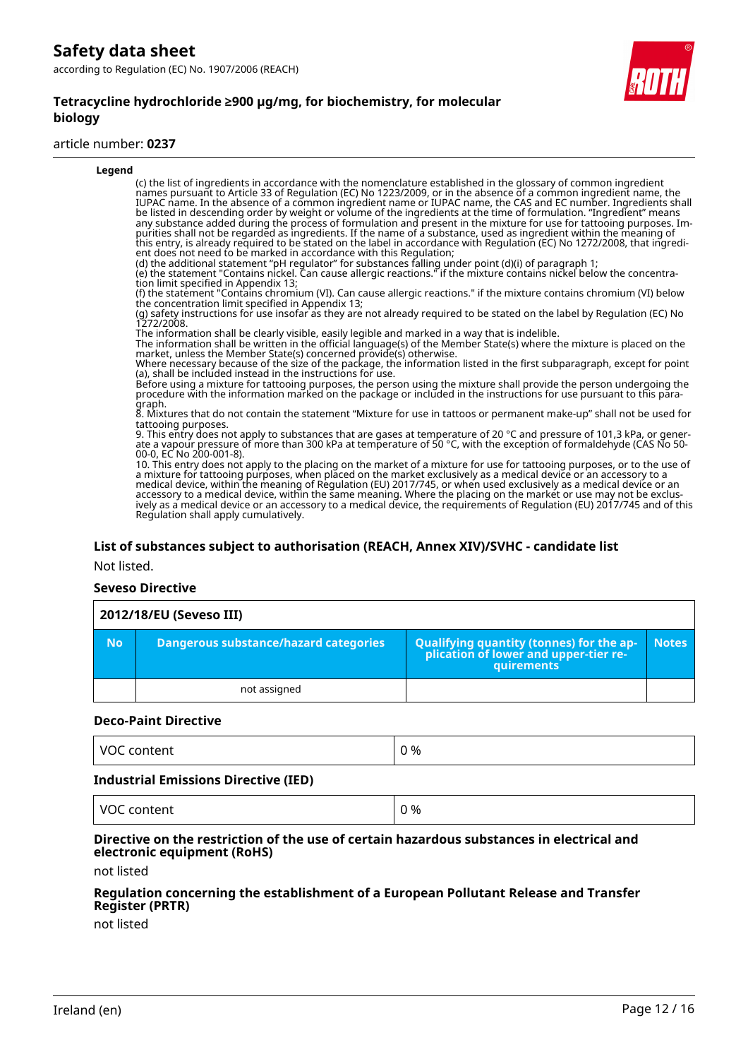**Legend**

(c) the list of ingredients in accordance with the nomenclature established in the glossary of common ingredient names pursuant to Article 33 of Regulation (EC) No 1223/2009, or in the absence of a common ingredient name, the IUPAC name. In the absence of a common ingredient name or IUPAC name, the CAS and EC number. Ingredients shall be listed in descending order by weight or volume of the ingredients at the time of formulation. "Ingredient" means any substance added during the process of formulation and present in the mixture for use for tattooing purposes. Impurities shall not be regarded as ingredients. If the name of a substance, used as ingredient within the meaning of this entry, is already required to be stated on the label in accordance with Regulation (EC) No 1272/2008, that ingredient does not need to be marked in accordance with this Regulation;
(d) the additional statement "pH regulator" for substances falling under point (d)(i) of paragraph 1;
(e) the statement "Contains nickel. Can cause allergic reactions." if the mixture contains nickel below the concentration limit specified in Appendix 13;
(f) the statement "Contains chromium (VI). Can cause allergic reactions." if the mixture contains chromium (VI) below the concentration limit specified in Appendix 13;
(g) safety instructions for use insofar as they are not already required to be stated on the label by Regulation (EC) No 1272/2008.
The information shall be clearly visible, easily legible and marked in a way that is indelible.
The information shall be written in the official language(s) of the Member State(s) where the mixture is placed on the market, unless the Member State(s) concerned provide(s) otherwise.
Where necessary because of the size of the package, the information listed in the first subparagraph, except for point (a), shall be included instead in the instructions for use.
Before using a mixture for tattooing purposes, the person using the mixture shall provide the person undergoing the procedure with the information marked on the package or included in the instructions for use pursuant to this paragraph.
8. Mixtures that do not contain the statement "Mixture for use in tattoos or permanent make-up" shall not be used for tattooing purposes.
9. This entry does not apply to substances that are gases at temperature of 20 °C and pressure of 101,3 kPa, or generate a vapour pressure of more than 300 kPa at temperature of 50 °C, with the exception of formaldehyde (CAS No 50-00-0, EC No 200-001-8).
10. This entry does not apply to the placing on the market of a mixture for use for tattooing purposes, or to the use of a mixture for tattooing purposes, when placed on the market exclusively as a medical device or an accessory to a medical device, within the meaning of Regulation (EU) 2017/745, or when used exclusively as a medical device or an accessory to a medical device, within the same meaning. Where the placing on the market or use may not be exclusively as a medical device or an accessory to a medical device, the requirements of Regulation (EU) 2017/745 and of this Regulation shall apply cumulatively.

### List of substances subject to authorisation (REACH, Annex XIV)/SVHC - candidate list

Not listed.

### Seveso Directive

**2012/18/EU (Seveso III)**

| No | Dangerous substance/hazard categories | Qualifying quantity (tonnes) for the application of lower and upper-tier requirements | Notes |
|---|---|---|---|
| | not assigned | | |

### Deco-Paint Directive

| VOC content | 0 % |
|---|---|

### Industrial Emissions Directive (IED)

| VOC content | 0 % |
|---|---|

### Directive on the restriction of the use of certain hazardous substances in electrical and electronic equipment (RoHS)

not listed

### Regulation concerning the establishment of a European Pollutant Release and Transfer Register (PRTR)

not listed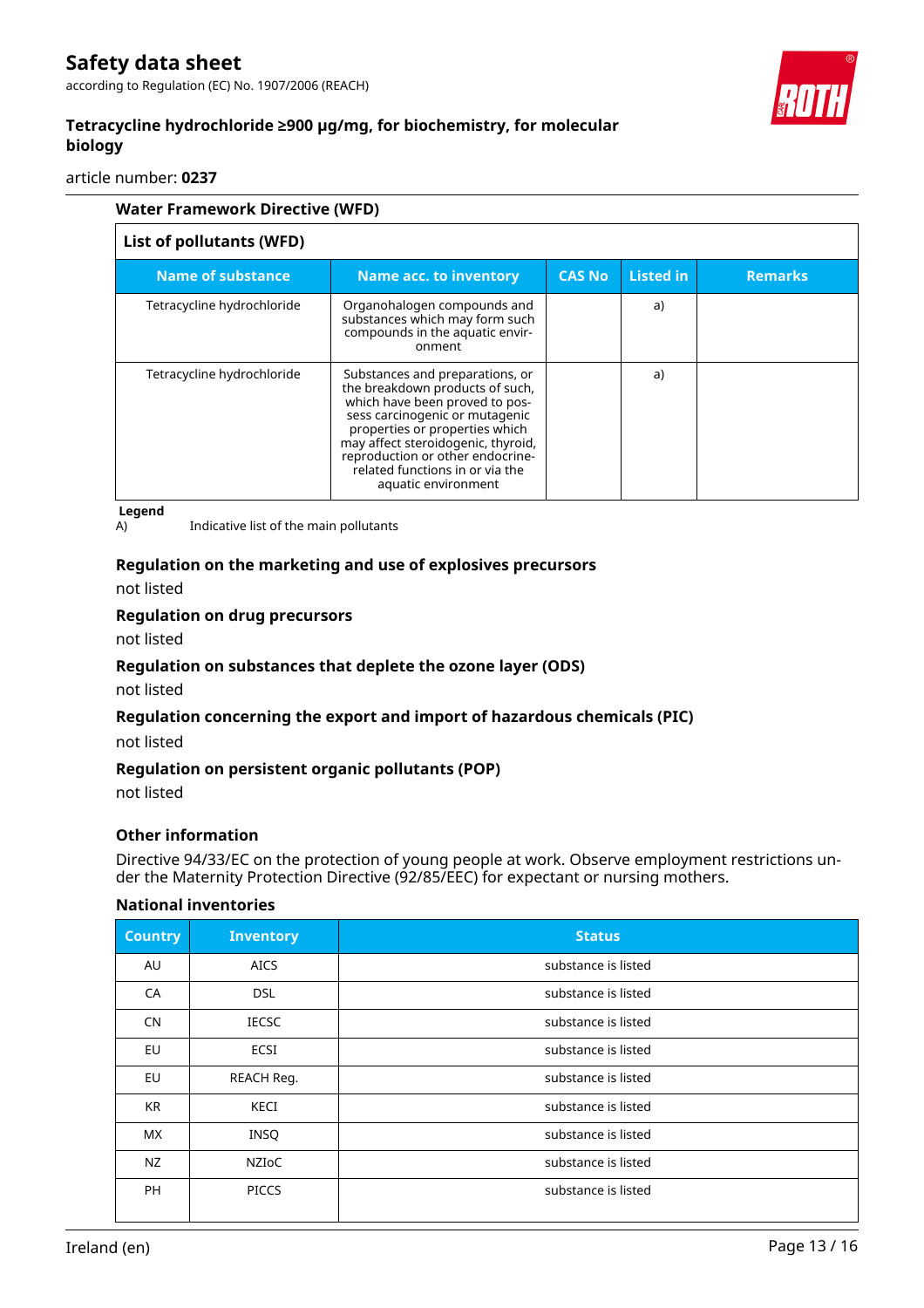### Water Framework Directive (WFD)

| List of pollutants (WFD) | | | | |
|---|---|---|---|---|
| **Name of substance** | **Name acc. to inventory** | **CAS No** | **Listed in** | **Remarks** |
| Tetracycline hydrochloride | Organohalogen compounds and substances which may form such compounds in the aquatic environment | | a) | |
| Tetracycline hydrochloride | Substances and preparations, or the breakdown products of such, which have been proved to possess carcinogenic or mutagenic properties or properties which may affect steroidogenic, thyroid, reproduction or other endocrine-related functions in or via the aquatic environment | | a) | |

**Legend**

A) Indicative list of the main pollutants

### Regulation on the marketing and use of explosives precursors

not listed

### Regulation on drug precursors

not listed

### Regulation on substances that deplete the ozone layer (ODS)

not listed

### Regulation concerning the export and import of hazardous chemicals (PIC)

not listed

### Regulation on persistent organic pollutants (POP)

not listed

### Other information

Directive 94/33/EC on the protection of young people at work. Observe employment restrictions under the Maternity Protection Directive (92/85/EEC) for expectant or nursing mothers.

### National inventories

| Country | Inventory | Status |
|---|---|---|
| AU | AICS | substance is listed |
| CA | DSL | substance is listed |
| CN | IECSC | substance is listed |
| EU | ECSI | substance is listed |
| EU | REACH Reg. | substance is listed |
| KR | KECI | substance is listed |
| MX | INSQ | substance is listed |
| NZ | NZIoC | substance is listed |
| PH | PICCS | substance is listed |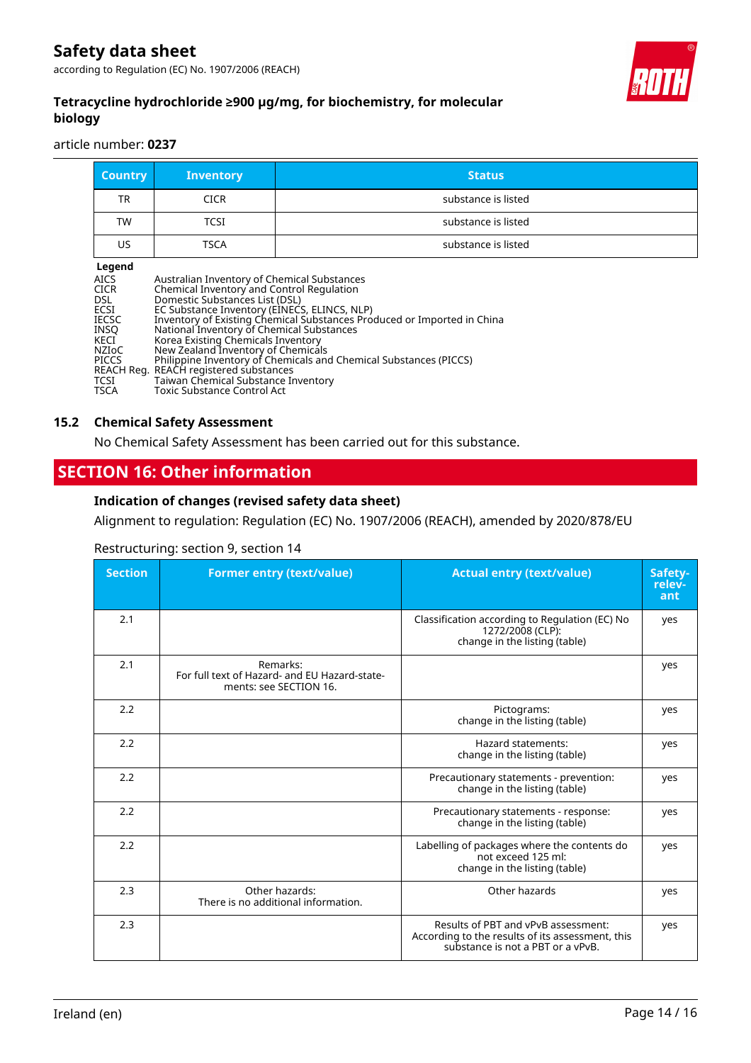| Country | Inventory | Status |
|---|---|---|
| TR | CICR | substance is listed |
| TW | TCSI | substance is listed |
| US | TSCA | substance is listed |

**Legend**

AICS Australian Inventory of Chemical Substances
CICR Chemical Inventory and Control Regulation
DSL Domestic Substances List (DSL)
ECSI EC Substance Inventory (EINECS, ELINCS, NLP)
IECSC Inventory of Existing Chemical Substances Produced or Imported in China
INSQ National Inventory of Chemical Substances
KECI Korea Existing Chemicals Inventory
NZIoC New Zealand Inventory of Chemicals
PICCS Philippine Inventory of Chemicals and Chemical Substances (PICCS)
REACH Reg. REACH registered substances
TCSI Taiwan Chemical Substance Inventory
TSCA Toxic Substance Control Act

### 15.2 Chemical Safety Assessment

No Chemical Safety Assessment has been carried out for this substance.

## SECTION 16: Other information

**Indication of changes (revised safety data sheet)**

Alignment to regulation: Regulation (EC) No. 1907/2006 (REACH), amended by 2020/878/EU

Restructuring: section 9, section 14

| Section | Former entry (text/value) | Actual entry (text/value) | Safety-relevant |
|---|---|---|---|
| 2.1 | | Classification according to Regulation (EC) No 1272/2008 (CLP): change in the listing (table) | yes |
| 2.1 | Remarks: For full text of Hazard- and EU Hazard-statements: see SECTION 16. | | yes |
| 2.2 | | Pictograms: change in the listing (table) | yes |
| 2.2 | | Hazard statements: change in the listing (table) | yes |
| 2.2 | | Precautionary statements - prevention: change in the listing (table) | yes |
| 2.2 | | Precautionary statements - response: change in the listing (table) | yes |
| 2.2 | | Labelling of packages where the contents do not exceed 125 ml: change in the listing (table) | yes |
| 2.3 | Other hazards: There is no additional information. | Other hazards | yes |
| 2.3 | | Results of PBT and vPvB assessment: According to the results of its assessment, this substance is not a PBT or a vPvB. | yes |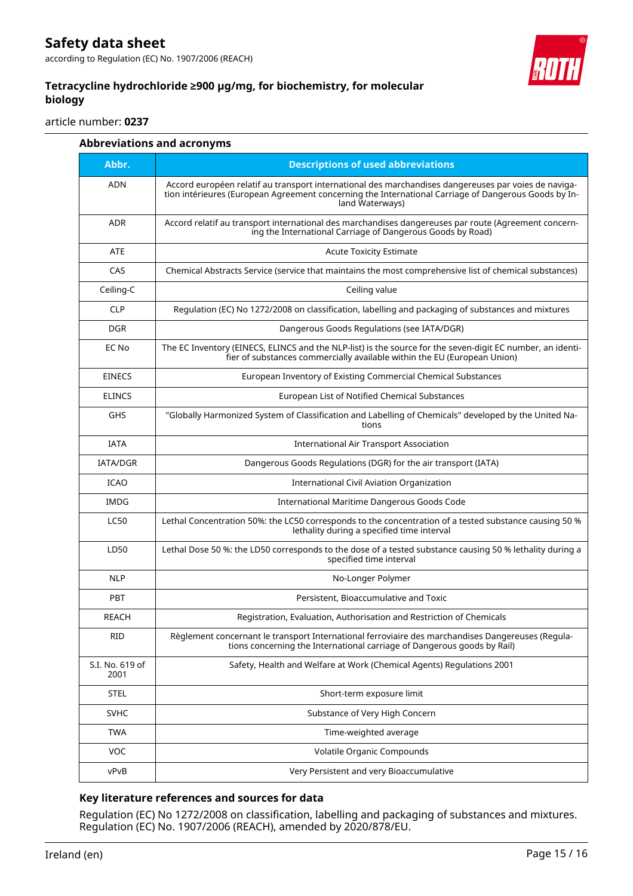### Abbreviations and acronyms

| Abbr. | Descriptions of used abbreviations |
|---|---|
| ADN | Accord européen relatif au transport international des marchandises dangereuses par voies de navigation intérieures (European Agreement concerning the International Carriage of Dangerous Goods by Inland Waterways) |
| ADR | Accord relatif au transport international des marchandises dangereuses par route (Agreement concerning the International Carriage of Dangerous Goods by Road) |
| ATE | Acute Toxicity Estimate |
| CAS | Chemical Abstracts Service (service that maintains the most comprehensive list of chemical substances) |
| Ceiling-C | Ceiling value |
| CLP | Regulation (EC) No 1272/2008 on classification, labelling and packaging of substances and mixtures |
| DGR | Dangerous Goods Regulations (see IATA/DGR) |
| EC No | The EC Inventory (EINECS, ELINCS and the NLP-list) is the source for the seven-digit EC number, an identifier of substances commercially available within the EU (European Union) |
| EINECS | European Inventory of Existing Commercial Chemical Substances |
| ELINCS | European List of Notified Chemical Substances |
| GHS | "Globally Harmonized System of Classification and Labelling of Chemicals" developed by the United Nations |
| IATA | International Air Transport Association |
| IATA/DGR | Dangerous Goods Regulations (DGR) for the air transport (IATA) |
| ICAO | International Civil Aviation Organization |
| IMDG | International Maritime Dangerous Goods Code |
| LC50 | Lethal Concentration 50%: the LC50 corresponds to the concentration of a tested substance causing 50 % lethality during a specified time interval |
| LD50 | Lethal Dose 50 %: the LD50 corresponds to the dose of a tested substance causing 50 % lethality during a specified time interval |
| NLP | No-Longer Polymer |
| PBT | Persistent, Bioaccumulative and Toxic |
| REACH | Registration, Evaluation, Authorisation and Restriction of Chemicals |
| RID | Règlement concernant le transport International ferroviaire des marchandises Dangereuses (Regulations concerning the International carriage of Dangerous goods by Rail) |
| S.I. No. 619 of 2001 | Safety, Health and Welfare at Work (Chemical Agents) Regulations 2001 |
| STEL | Short-term exposure limit |
| SVHC | Substance of Very High Concern |
| TWA | Time-weighted average |
| VOC | Volatile Organic Compounds |
| vPvB | Very Persistent and very Bioaccumulative |

### Key literature references and sources for data

Regulation (EC) No 1272/2008 on classification, labelling and packaging of substances and mixtures. Regulation (EC) No. 1907/2006 (REACH), amended by 2020/878/EU.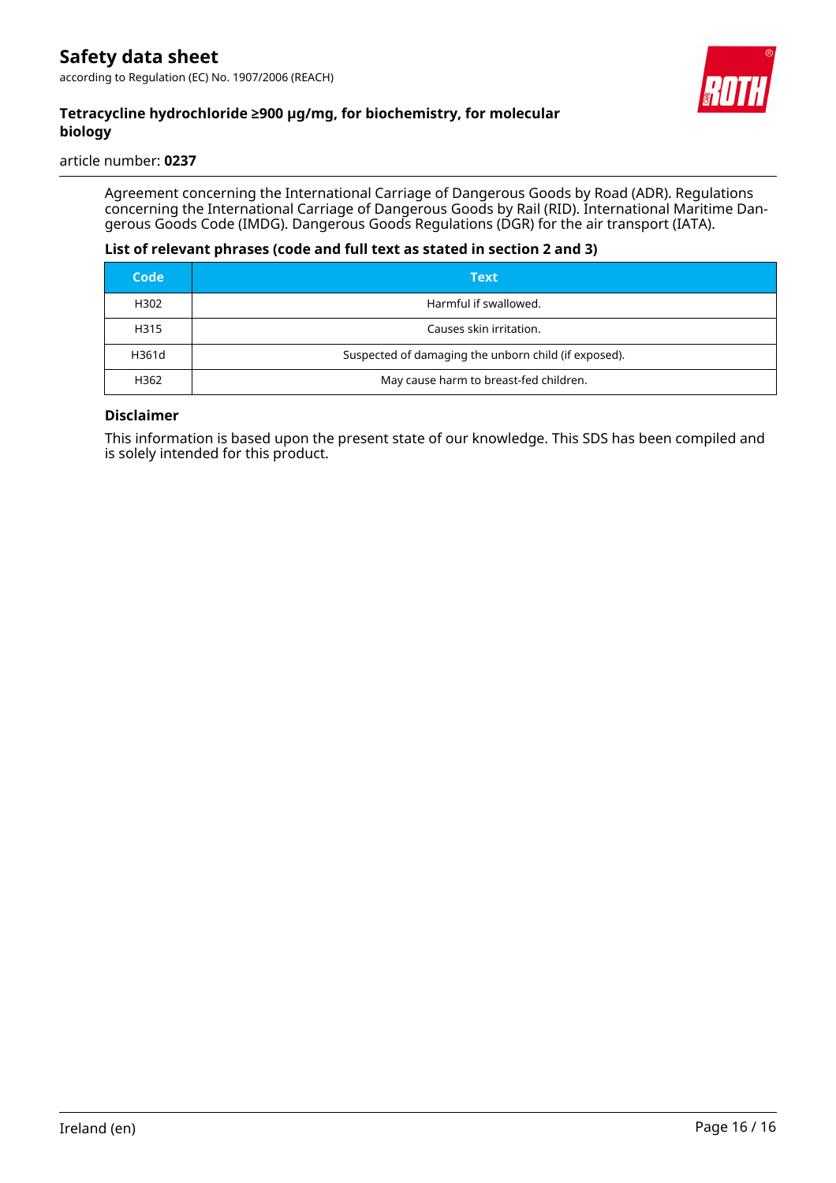Agreement concerning the International Carriage of Dangerous Goods by Road (ADR). Regulations concerning the International Carriage of Dangerous Goods by Rail (RID). International Maritime Dangerous Goods Code (IMDG). Dangerous Goods Regulations (DGR) for the air transport (IATA).

**List of relevant phrases (code and full text as stated in section 2 and 3)**

| Code | Text |
|---|---|
| H302 | Harmful if swallowed. |
| H315 | Causes skin irritation. |
| H361d | Suspected of damaging the unborn child (if exposed). |
| H362 | May cause harm to breast-fed children. |

**Disclaimer**

This information is based upon the present state of our knowledge. This SDS has been compiled and is solely intended for this product.